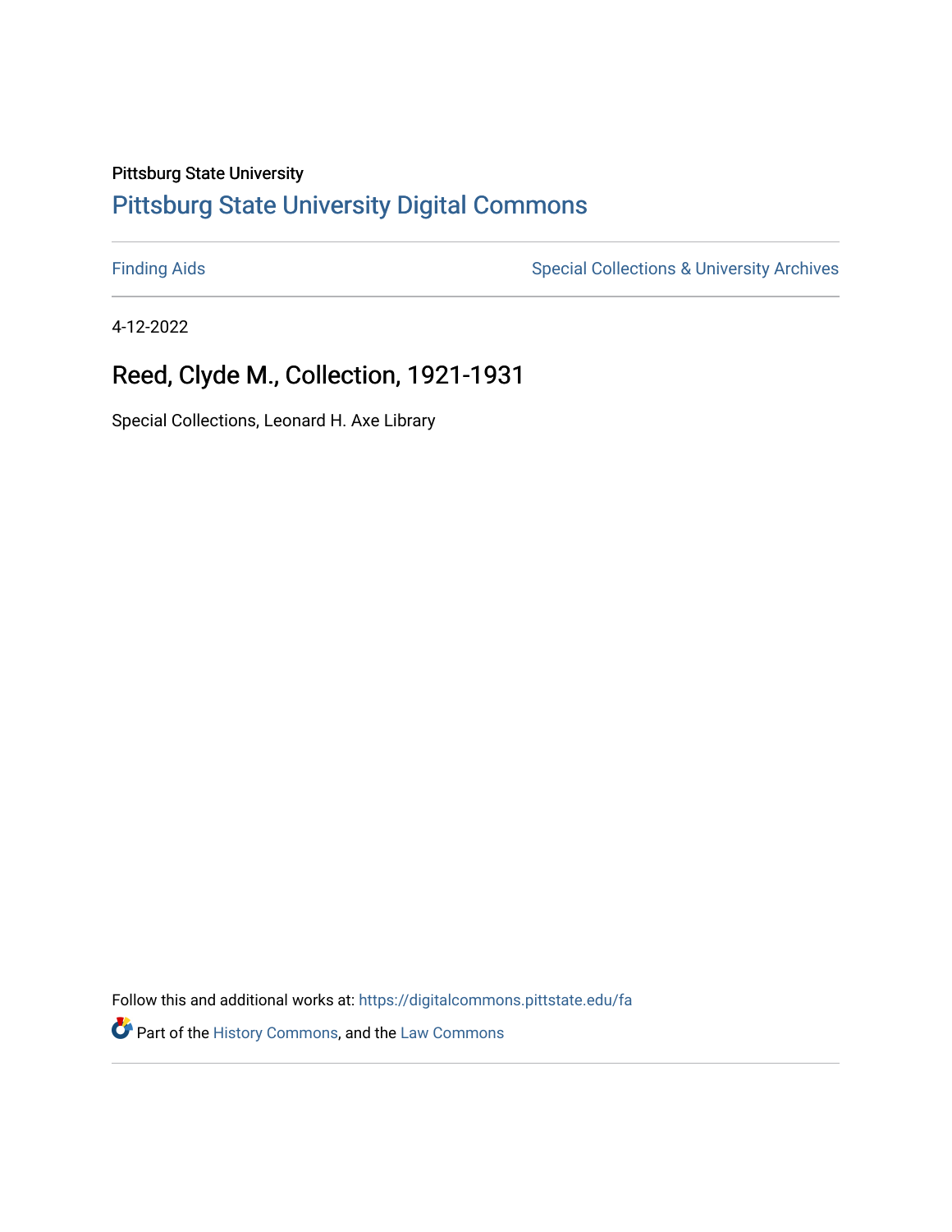Pittsburg State University

## Pittsburg State University Digital Commons

Finding Aids

Special Collections & University Archives

4-12-2022

# Reed, Clyde M., Collection, 1921-1931

Special Collections, Leonard H. Axe Library

Follow this and additional works at: https://digitalcommons.pittstate.edu/fa

Part of the History Commons, and the Law Commons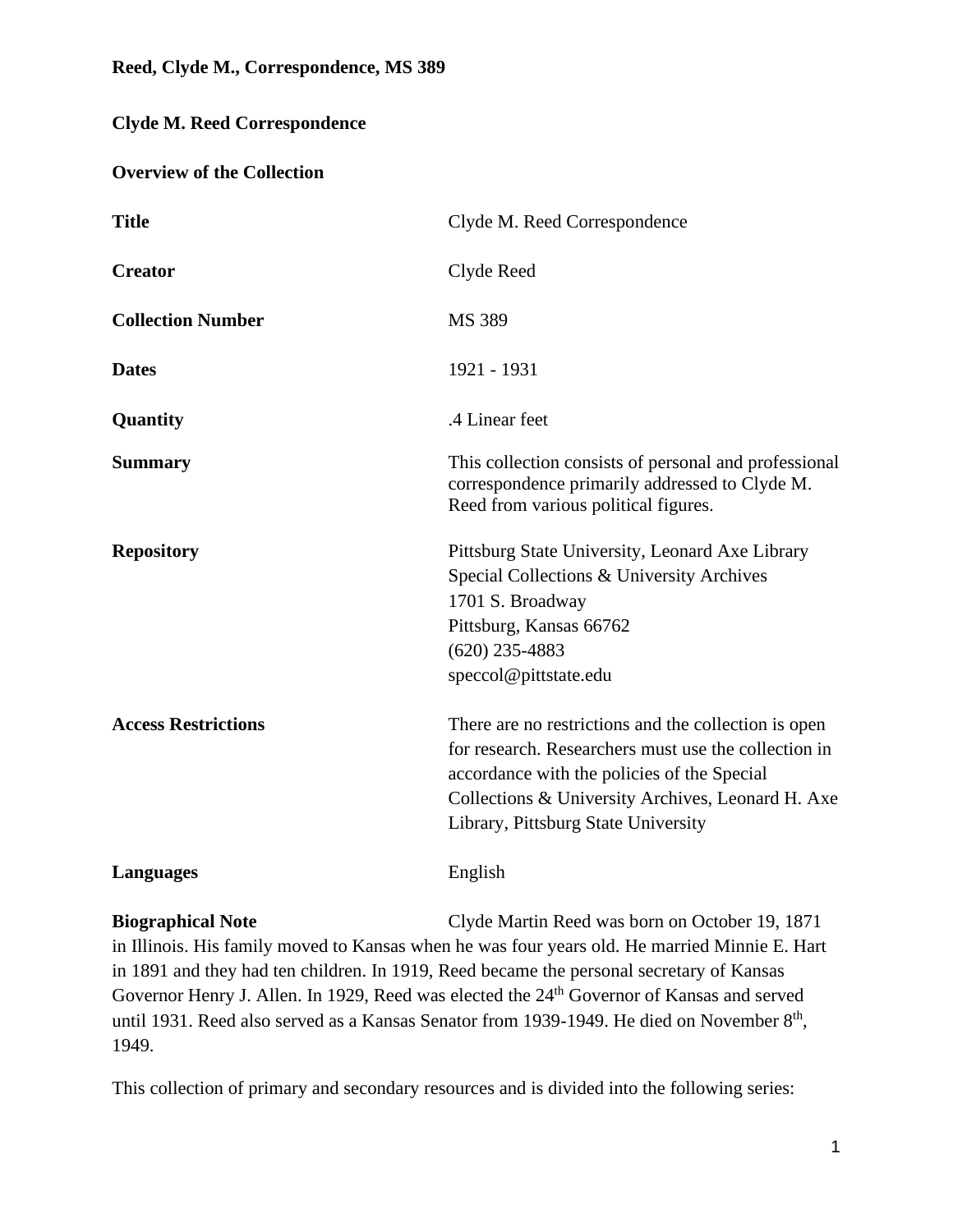**Reed, Clyde M., Correspondence, MS 389**

## Clyde M. Reed Correspondence

### Overview of the Collection

| | |
|---|---|
| **Title** | Clyde M. Reed Correspondence |
| **Creator** | Clyde Reed |
| **Collection Number** | MS 389 |
| **Dates** | 1921 - 1931 |
| **Quantity** | .4 Linear feet |
| **Summary** | This collection consists of personal and professional correspondence primarily addressed to Clyde M. Reed from various political figures. |
| **Repository** | Pittsburg State University, Leonard Axe Library<br>Special Collections & University Archives<br>1701 S. Broadway<br>Pittsburg, Kansas 66762<br>(620) 235-4883<br>speccol@pittstate.edu |
| **Access Restrictions** | There are no restrictions and the collection is open for research. Researchers must use the collection in accordance with the policies of the Special Collections & University Archives, Leonard H. Axe Library, Pittsburg State University |
| **Languages** | English |

**Biographical Note** Clyde Martin Reed was born on October 19, 1871 in Illinois. His family moved to Kansas when he was four years old. He married Minnie E. Hart in 1891 and they had ten children. In 1919, Reed became the personal secretary of Kansas Governor Henry J. Allen. In 1929, Reed was elected the 24th Governor of Kansas and served until 1931. Reed also served as a Kansas Senator from 1939-1949. He died on November 8th, 1949.

This collection of primary and secondary resources and is divided into the following series: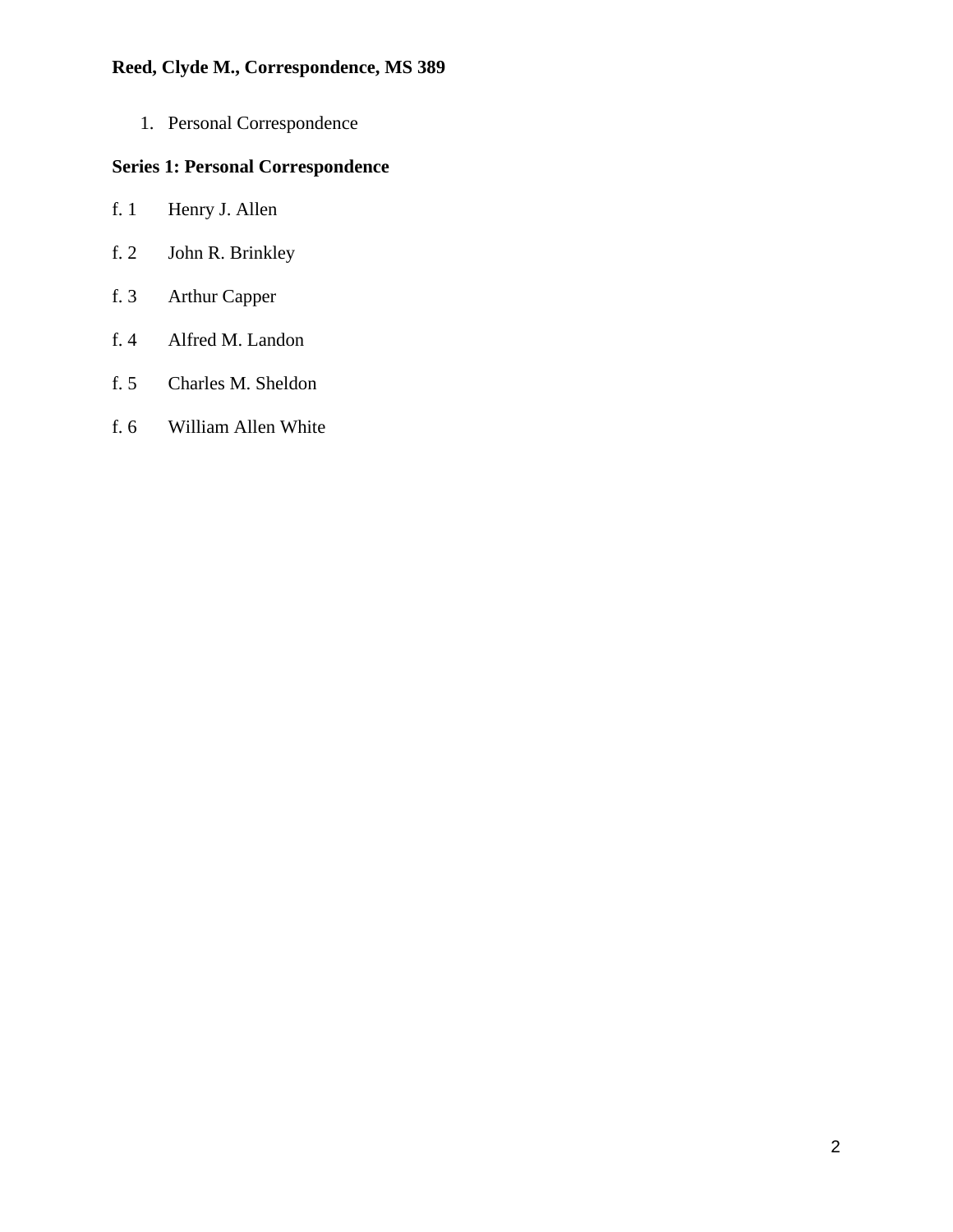**Reed, Clyde M., Correspondence, MS 389**

1. Personal Correspondence

**Series 1: Personal Correspondence**

f. 1 Henry J. Allen

f. 2 John R. Brinkley

f. 3 Arthur Capper

f. 4 Alfred M. Landon

f. 5 Charles M. Sheldon

f. 6 William Allen White